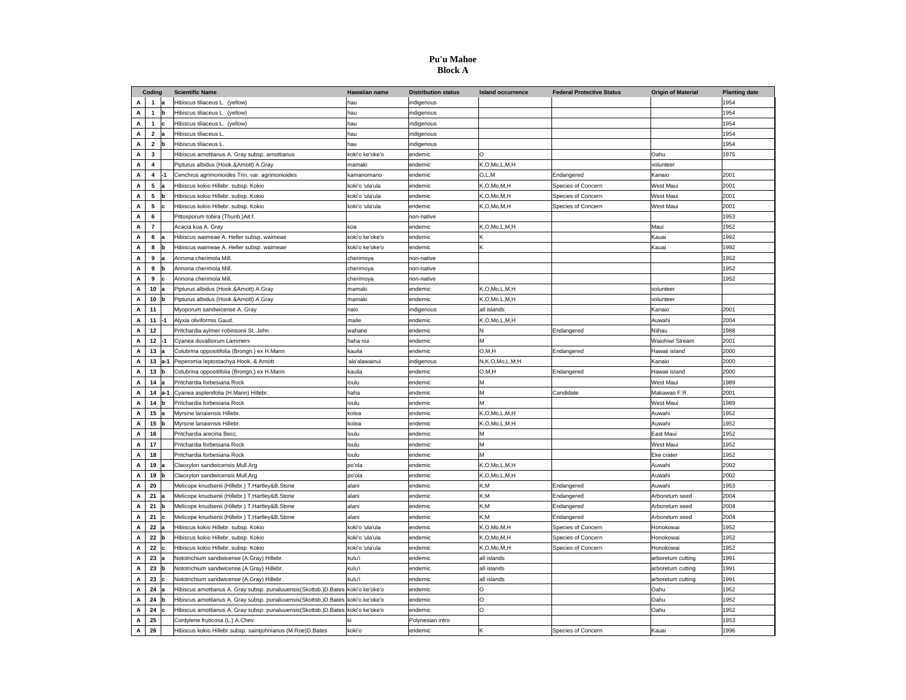# Pu'u Mahoe
## Block A

| Coding | | | Scientific Name | Hawaiian name | Distribution status | Island occurrence | Federal Protective Status | Origin of Material | Planting date |
|---|---|---|---|---|---|---|---|---|---|
| A | 1 | a | Hibiscus tiliaceus L. (yellow) | hau | indigenous | | | | 1954 |
| A | 1 | b | Hibiscus tiliaceus L. (yellow) | hau | indigenous | | | | 1954 |
| A | 1 | c | Hibiscus tiliaceus L. (yellow) | hau | indigenous | | | | 1954 |
| A | 2 | a | Hibiscus tiliaceus L. | hau | indigenous | | | | 1954 |
| A | 2 | b | Hibiscus tiliaceus L. | hau | indigenous | | | | 1954 |
| A | 3 | | Hibiscus arnottianus A. Gray subsp. arnottianus | koki'o ke'oke'o | endemic | O | | Oahu | 1975 |
| A | 4 | | Pipturus albidus (Hook.&Arnott) A.Gray | mamaki | endemic | K,O,Mo,L,M,H | | volunteer | |
| A | 4 | -1 | Cenchrus agrimonioides Trin. var. agrimonioides | kamanomano | endemic | O,L,M | Endangered | Kanaio | 2001 |
| A | 5 | a | Hibiscus kokio Hillebr. subsp. Kokio | koki'o 'ula'ula | endemic | K,O,Mo,M,H | Species of Concern | West Maui | 2001 |
| A | 5 | b | Hibiscus kokio Hillebr. subsp. Kokio | koki'o 'ula'ula | endemic | K,O,Mo,M,H | Species of Concern | West Maui | 2001 |
| A | 5 | c | Hibiscus kokio Hillebr. subsp. Kokio | koki'o 'ula'ula | endemic | K,O,Mo,M,H | Species of Concern | West Maui | 2001 |
| A | 6 | | Pittosporum tobira (Thunb.)Ait.f. | | non-native | | | | 1953 |
| A | 7 | | Acacia koa A. Gray | koa | endemic | K,O,Mo,L,M,H | | Maui | 1952 |
| A | 8 | a | Hibiscus waimeae A. Heller subsp. waimeae | koki'o ke'oke'o | endemic | K | | Kauai | 1992 |
| A | 8 | b | Hibiscus waimeae A. Heller subsp. waimeae | koki'o ke'oke'o | endemic | K | | Kauai | 1992 |
| A | 9 | a | Annona cherimola Mill. | cherimoya | non-native | | | | 1952 |
| A | 9 | b | Annona cherimola Mill. | cherimoya | non-native | | | | 1952 |
| A | 9 | c | Annona cherimola Mill. | cherimoya | non-native | | | | 1952 |
| A | 10 | a | Pipturus albidus (Hook.&Arnott) A.Gray | mamaki | endemic | K,O,Mo,L,M,H | | volunteer | |
| A | 10 | b | Pipturus albidus (Hook.&Arnott) A.Gray | mamaki | endemic | K,O,Mo,L,M,H | | volunteer | |
| A | 11 | | Myoporum sandwicense A. Gray | naio | indigenous | all islands | | Kanaio | 2001 |
| A | 11 | -1 | Alyxia oliviformis Gaud. | maile | endemic | K,O,Mo,L,M,H | | Auwahi | 2004 |
| A | 12 | | Pritchardia aylmer-robinsonii St. John | wahane | endemic | N | Endangered | Niihau | 1988 |
| A | 12 | -1 | Cyanea duvalliorum Lammers | haha nui | endemic | M | | Waiohiwi Stream | 2001 |
| A | 13 | a | Colubrina oppositifolia (Brongn.) ex H.Mann | kauila | endemic | O,M,H | Endangered | Hawaii island | 2000 |
| A | 13 | a-1 | Peperomia leptostachya Hook. & Arnott | 'ala'alawainui | indigenous | N,K,O,Mo,L,M,H | | Kanaio | 2000 |
| A | 13 | b | Colubrina oppositifolia (Brongn.) ex H.Mann | kauila | endemic | O,M,H | Endangered | Hawaii island | 2000 |
| A | 14 | a | Pritchardia forbesiana Rock | loulu | endemic | M | | West Maui | 1989 |
| A | 14 | a-1 | Cyanea asplenifolia (H.Mann) Hillebr. | haha | endemic | M | Candidate | Makawao F.R. | 2001 |
| A | 14 | b | Pritchardia forbesiana Rock | loulu | endemic | M | | West Maui | 1989 |
| A | 15 | a | Myrsine lanaiensis Hillebr. | kolea | endemic | K,O,Mo,L,M,H | | Auwahi | 1952 |
| A | 15 | b | Myrsine lanaiensis Hillebr. | kolea | endemic | K,O,Mo,L,M,H | | Auwahi | 1952 |
| A | 16 | | Pritchardia arecina Becc. | loulu | endemic | M | | East Maui | 1952 |
| A | 17 | | Pritchardia forbesiana Rock | loulu | endemic | M | | West Maui | 1952 |
| A | 18 | | Pritchardia forbesiana Rock | loulu | endemic | M | | Eke crater | 1952 |
| A | 19 | a | Claoxylon sandwicensis Mull.Arg | po'ola | endemic | K,O,Mo,L,M,H | | Auwahi | 2002 |
| A | 19 | b | Claoxylon sandwicensis Mull.Arg | po'ola | endemic | K,O,Mo,L,M,H | | Auwahi | 2002 |
| A | 20 | | Melicope knudsenii (Hillebr.) T.Hartley&B.Stone | alani | endemic | K,M | Endangered | Auwahi | 1953 |
| A | 21 | a | Melicope knudsenii (Hillebr.) T.Hartley&B.Stone | alani | endemic | K,M | Endangered | Arboretum seed | 2004 |
| A | 21 | b | Melicope knudsenii (Hillebr.) T.Hartley&B.Stone | alani | endemic | K,M | Endangered | Arboretum seed | 2004 |
| A | 21 | c | Melicope knudsenii (Hillebr.) T.Hartley&B.Stone | alani | endemic | K,M | Endangered | Arboretum seed | 2004 |
| A | 22 | a | Hibiscus kokio Hillebr. subsp. Kokio | koki'o 'ula'ula | endemic | K,O,Mo,M,H | Species of Concern | Honokowai | 1952 |
| A | 22 | b | Hibiscus kokio Hillebr. subsp. Kokio | koki'o 'ula'ula | endemic | K,O,Mo,M,H | Species of Concern | Honokowai | 1952 |
| A | 22 | c | Hibiscus kokio Hillebr. subsp. Kokio | koki'o 'ula'ula | endemic | K,O,Mo,M,H | Species of Concern | Honokowai | 1952 |
| A | 23 | a | Nototrichium sandwicense (A.Gray) Hillebr. | kulu'i | endemic | all islands | | arboretum cutting | 1991 |
| A | 23 | b | Nototrichium sandwicense (A.Gray) Hillebr. | kulu'i | endemic | all islands | | arboretum cutting | 1991 |
| A | 23 | c | Nototrichium sandwicense (A.Gray) Hillebr. | kulu'i | endemic | all islands | | arboretum cutting | 1991 |
| A | 24 | a | Hibiscus arnottianus A. Gray subsp. punaluuensis(Skottsb.)D.Bates | koki'o ke'oke'o | endemic | O | | Oahu | 1952 |
| A | 24 | b | Hibiscus arnottianus A. Gray subsp. punaluuensis(Skottsb.)D.Bates | koki'o ke'oke'o | endemic | O | | Oahu | 1952 |
| A | 24 | c | Hibiscus arnottianus A. Gray subsp. punaluuensis(Skottsb.)D.Bates | koki'o ke'oke'o | endemic | O | | Oahu | 1952 |
| A | 25 | | Cordylene fruticosa (L.) A.Chev. | ki | Polynesian intro | | | | 1953 |
| A | 26 | | Hibiscus kokio Hillebr.subsp. saintjohnianus (M.Roe)D.Bates | koki'o | endemic | K | Species of Concern | Kauai | 1996 |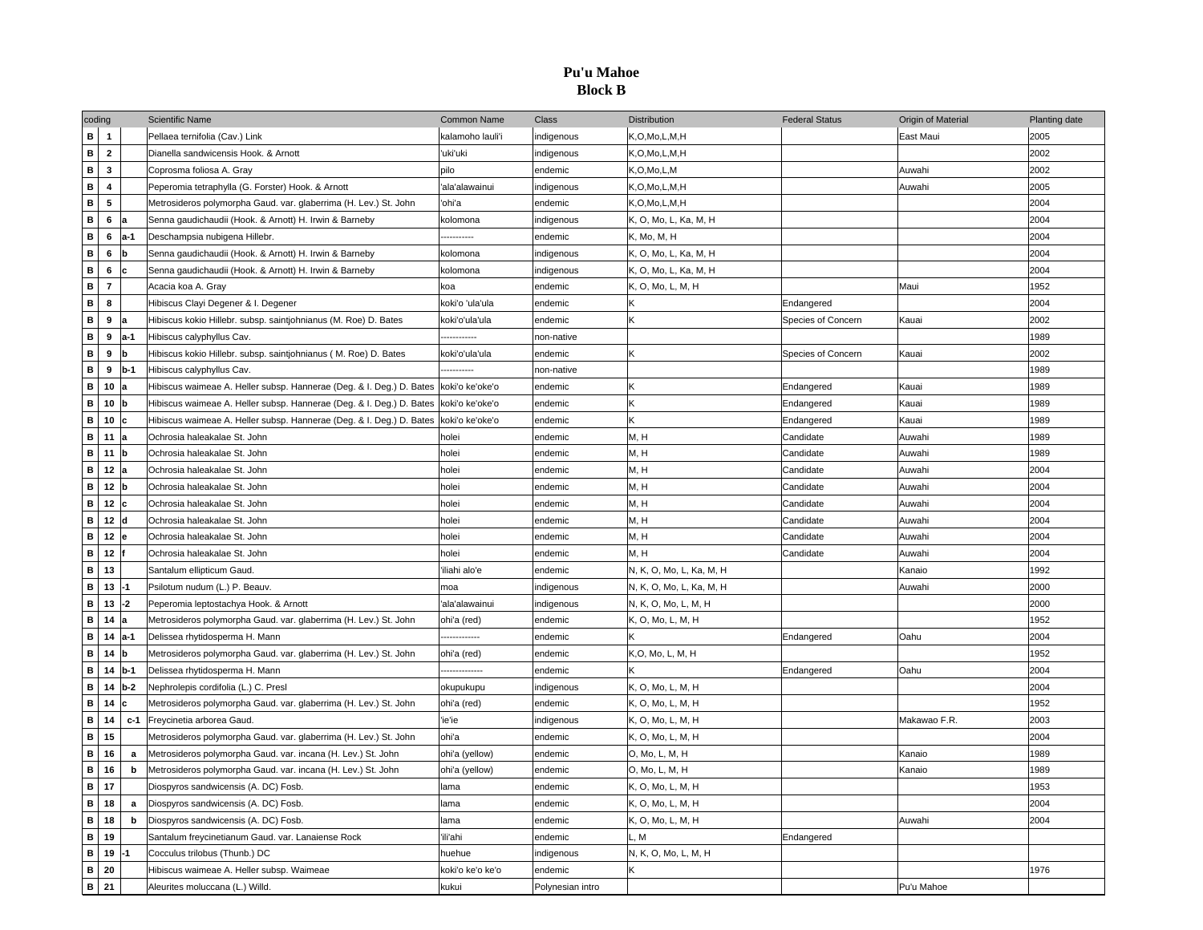# Pu'u Mahoe
## Block B

| coding | | | Scientific Name | Common Name | Class | Distribution | Federal Status | Origin of Material | Planting date |
|---|---|---|---|---|---|---|---|---|---|
| B | 1 | | Pellaea ternifolia (Cav.) Link | kalamoho lauli'i | indigenous | K,O,Mo,L,M,H | | East Maui | 2005 |
| B | 2 | | Dianella sandwicensis Hook. & Arnott | 'uki'uki | indigenous | K,O,Mo,L,M,H | | | 2002 |
| B | 3 | | Coprosma foliosa A. Gray | pilo | endemic | K,O,Mo,L,M | | Auwahi | 2002 |
| B | 4 | | Peperomia tetraphylla (G. Forster) Hook. & Arnott | 'ala'alawainui | indigenous | K,O,Mo,L,M,H | | Auwahi | 2005 |
| B | 5 | | Metrosideros polymorpha Gaud. var. glaberrima (H. Lev.) St. John | 'ohi'a | endemic | K,O,Mo,L,M,H | | | 2004 |
| B | 6 | a | Senna gaudichaudii (Hook. & Arnott) H. Irwin & Barneby | kolomona | indigenous | K, O, Mo, L, Ka, M, H | | | 2004 |
| B | 6 | a-1 | Deschampsia nubigena Hillebr. | ----------- | endemic | K, Mo, M, H | | | 2004 |
| B | 6 | b | Senna gaudichaudii (Hook. & Arnott) H. Irwin & Barneby | kolomona | indigenous | K, O, Mo, L, Ka, M, H | | | 2004 |
| B | 6 | c | Senna gaudichaudii (Hook. & Arnott) H. Irwin & Barneby | kolomona | indigenous | K, O, Mo, L, Ka, M, H | | | 2004 |
| B | 7 | | Acacia koa A. Gray | koa | endemic | K, O, Mo, L, M, H | | Maui | 1952 |
| B | 8 | | Hibiscus Clayi Degener & I. Degener | koki'o 'ula'ula | endemic | K | Endangered | | 2004 |
| B | 9 | a | Hibiscus kokio Hillebr. subsp. saintjohnianus (M. Roe) D. Bates | koki'o'ula'ula | endemic | K | Species of Concern | Kauai | 2002 |
| B | 9 | a-1 | Hibiscus calyphyllus Cav. | ------------ | non-native | | | | 1989 |
| B | 9 | b | Hibiscus kokio Hillebr. subsp. saintjohnianus ( M. Roe) D. Bates | koki'o'ula'ula | endemic | K | Species of Concern | Kauai | 2002 |
| B | 9 | b-1 | Hibiscus calyphyllus Cav. | ----------- | non-native | | | | 1989 |
| B | 10 | a | Hibiscus waimeae A. Heller subsp. Hannerae (Deg. & I. Deg.) D. Bates | koki'o ke'oke'o | endemic | K | Endangered | Kauai | 1989 |
| B | 10 | b | Hibiscus waimeae A. Heller subsp. Hannerae (Deg. & I. Deg.) D. Bates | koki'o ke'oke'o | endemic | K | Endangered | Kauai | 1989 |
| B | 10 | c | Hibiscus waimeae A. Heller subsp. Hannerae (Deg. & I. Deg.) D. Bates | koki'o ke'oke'o | endemic | K | Endangered | Kauai | 1989 |
| B | 11 | a | Ochrosia haleakalae St. John | holei | endemic | M, H | Candidate | Auwahi | 1989 |
| B | 11 | b | Ochrosia haleakalae St. John | holei | endemic | M, H | Candidate | Auwahi | 1989 |
| B | 12 | a | Ochrosia haleakalae St. John | holei | endemic | M, H | Candidate | Auwahi | 2004 |
| B | 12 | b | Ochrosia haleakalae St. John | holei | endemic | M, H | Candidate | Auwahi | 2004 |
| B | 12 | c | Ochrosia haleakalae St. John | holei | endemic | M, H | Candidate | Auwahi | 2004 |
| B | 12 | d | Ochrosia haleakalae St. John | holei | endemic | M, H | Candidate | Auwahi | 2004 |
| B | 12 | e | Ochrosia haleakalae St. John | holei | endemic | M, H | Candidate | Auwahi | 2004 |
| B | 12 | f | Ochrosia haleakalae St. John | holei | endemic | M, H | Candidate | Auwahi | 2004 |
| B | 13 | | Santalum ellipticum Gaud. | 'iliahi alo'e | endemic | N, K, O, Mo, L, Ka, M, H | | Kanaio | 1992 |
| B | 13 | -1 | Psilotum nudum (L.) P. Beauv. | moa | indigenous | N, K, O, Mo, L, Ka, M, H | | Auwahi | 2000 |
| B | 13 | -2 | Peperomia leptostachya Hook. & Arnott | 'ala'alawainui | indigenous | N, K, O, Mo, L, M, H | | | 2000 |
| B | 14 | a | Metrosideros polymorpha Gaud. var. glaberrima (H. Lev.) St. John | ohi'a (red) | endemic | K, O, Mo, L, M, H | | | 1952 |
| B | 14 | a-1 | Delissea rhytidosperma H. Mann | ------------- | endemic | K | Endangered | Oahu | 2004 |
| B | 14 | b | Metrosideros polymorpha Gaud. var. glaberrima (H. Lev.) St. John | ohi'a (red) | endemic | K,O, Mo, L, M, H | | | 1952 |
| B | 14 | b-1 | Delissea rhytidosperma H. Mann | -------------- | endemic | K | Endangered | Oahu | 2004 |
| B | 14 | b-2 | Nephrolepis cordifolia (L.) C. Presl | okupukupu | indigenous | K, O, Mo, L, M, H | | | 2004 |
| B | 14 | c | Metrosideros polymorpha Gaud. var. glaberrima (H. Lev.) St. John | ohi'a (red) | endemic | K, O, Mo, L, M, H | | | 1952 |
| B | 14 | c-1 | Freycinetia arborea Gaud. | 'ie'ie | indigenous | K, O, Mo, L, M, H | | Makawao F.R. | 2003 |
| B | 15 | | Metrosideros polymorpha Gaud. var. glaberrima (H. Lev.) St. John | ohi'a | endemic | K, O, Mo, L, M, H | | | 2004 |
| B | 16 | a | Metrosideros polymorpha Gaud. var. incana (H. Lev.) St. John | ohi'a (yellow) | endemic | O, Mo, L, M, H | | Kanaio | 1989 |
| B | 16 | b | Metrosideros polymorpha Gaud. var. incana (H. Lev.) St. John | ohi'a (yellow) | endemic | O, Mo, L, M, H | | Kanaio | 1989 |
| B | 17 | | Diospyros sandwicensis (A. DC) Fosb. | lama | endemic | K, O, Mo, L, M, H | | | 1953 |
| B | 18 | a | Diospyros sandwicensis (A. DC) Fosb. | lama | endemic | K, O, Mo, L, M, H | | | 2004 |
| B | 18 | b | Diospyros sandwicensis (A. DC) Fosb. | lama | endemic | K, O, Mo, L, M, H | | Auwahi | 2004 |
| B | 19 | | Santalum freycinetianum Gaud. var. Lanaiense Rock | 'ili'ahi | endemic | L, M | Endangered | | |
| B | 19 | -1 | Cocculus trilobus (Thunb.) DC | huehue | indigenous | N, K, O, Mo, L, M, H | | | |
| B | 20 | | Hibiscus waimeae A. Heller subsp. Waimeae | koki'o ke'o ke'o | endemic | K | | | 1976 |
| B | 21 | | Aleurites moluccana (L.) Willd. | kukui | Polynesian intro | | | Pu'u Mahoe | |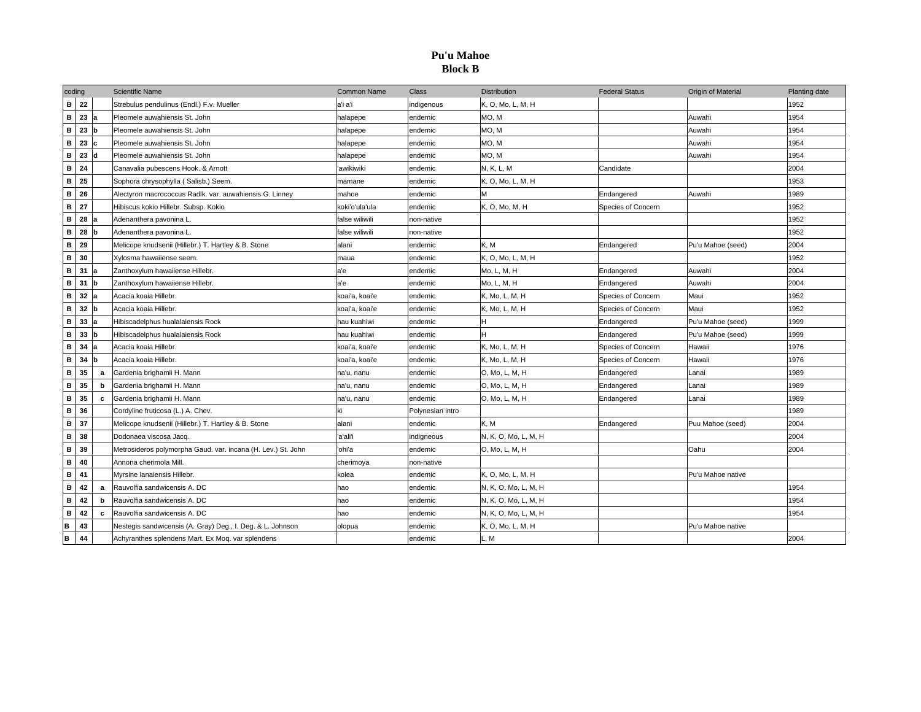# Pu'u Mahoe
## Block B

| coding | | | Scientific Name | Common Name | Class | Distribution | Federal Status | Origin of Material | Planting date |
|---|---|---|---|---|---|---|---|---|---|
| B | 22 | | Strebulus pendulinus (Endl.) F.v. Mueller | a'i a'i | indigenous | K, O, Mo, L, M, H | | | 1952 |
| B | 23 | a | Pleomele auwahiensis St. John | halapepe | endemic | MO, M | | Auwahi | 1954 |
| B | 23 | b | Pleomele auwahiensis St. John | halapepe | endemic | MO, M | | Auwahi | 1954 |
| B | 23 | c | Pleomele auwahiensis St. John | halapepe | endemic | MO, M | | Auwahi | 1954 |
| B | 23 | d | Pleomele auwahiensis St. John | halapepe | endemic | MO, M | | Auwahi | 1954 |
| B | 24 | | Canavalia pubescens Hook. & Arnott | 'awikiwiki | endemic | N, K, L, M | Candidate | | 2004 |
| B | 25 | | Sophora chrysophylla ( Salisb.) Seem. | mamane | endemic | K, O, Mo, L, M, H | | | 1953 |
| B | 26 | | Alectyron macrococcus Radlk. var. auwahiensis G. Linney | mahoe | endemic | M | Endangered | Auwahi | 1989 |
| B | 27 | | Hibiscus kokio Hillebr. Subsp. Kokio | koki'o'ula'ula | endemic | K, O, Mo, M, H | Species of Concern | | 1952 |
| B | 28 | a | Adenanthera pavonina L. | false wiliwili | non-native | | | | 1952 |
| B | 28 | b | Adenanthera pavonina L. | false wiliwili | non-native | | | | 1952 |
| B | 29 | | Melicope knudsenii (Hillebr.) T. Hartley & B. Stone | alani | endemic | K, M | Endangered | Pu'u Mahoe (seed) | 2004 |
| B | 30 | | Xylosma hawaiiense seem. | maua | endemic | K, O, Mo, L, M, H | | | 1952 |
| B | 31 | a | Zanthoxylum hawaiiense Hillebr. | a'e | endemic | Mo, L, M, H | Endangered | Auwahi | 2004 |
| B | 31 | b | Zanthoxylum hawaiiense Hillebr. | a'e | endemic | Mo, L, M, H | Endangered | Auwahi | 2004 |
| B | 32 | a | Acacia koaia Hillebr. | koai'a, koai'e | endemic | K, Mo, L, M, H | Species of Concern | Maui | 1952 |
| B | 32 | b | Acacia koaia Hillebr. | koai'a, koai'e | endemic | K, Mo, L, M, H | Species of Concern | Maui | 1952 |
| B | 33 | a | Hibiscadelphus hualalaiensis Rock | hau kuahiwi | endemic | H | Endangered | Pu'u Mahoe (seed) | 1999 |
| B | 33 | b | Hibiscadelphus hualalaiensis Rock | hau kuahiwi | endemic | H | Endangered | Pu'u Mahoe (seed) | 1999 |
| B | 34 | a | Acacia koaia Hillebr. | koai'a, koai'e | endemic | K, Mo, L, M, H | Species of Concern | Hawaii | 1976 |
| B | 34 | b | Acacia koaia Hillebr. | koai'a, koai'e | endemic | K, Mo, L, M, H | Species of Concern | Hawaii | 1976 |
| B | 35 | a | Gardenia brighamii H. Mann | na'u, nanu | endemic | O, Mo, L, M, H | Endangered | Lanai | 1989 |
| B | 35 | b | Gardenia brighamii H. Mann | na'u, nanu | endemic | O, Mo, L, M, H | Endangered | Lanai | 1989 |
| B | 35 | c | Gardenia brighamii H. Mann | na'u, nanu | endemic | O, Mo, L, M, H | Endangered | Lanai | 1989 |
| B | 36 | | Cordyline fruticosa (L.) A. Chev. | ki | Polynesian intro | | | | 1989 |
| B | 37 | | Melicope knudsenii (Hillebr.) T. Hartley & B. Stone | alani | endemic | K, M | Endangered | Puu Mahoe (seed) | 2004 |
| B | 38 | | Dodonaea viscosa Jacq. | 'a'ali'i | indigneous | N, K, O, Mo, L, M, H | | | 2004 |
| B | 39 | | Metrosideros polymorpha Gaud. var. incana (H. Lev.) St. John | 'ohi'a | endemic | O, Mo, L, M, H | | Oahu | 2004 |
| B | 40 | | Annona cherimola Mill. | cherimoya | non-native | | | | |
| B | 41 | | Myrsine lanaiensis Hillebr. | kolea | endemic | K, O, Mo, L, M, H | | Pu'u Mahoe native | |
| B | 42 | a | Rauvolfia sandwicensis A. DC | hao | endemic | N, K, O, Mo, L, M, H | | | 1954 |
| B | 42 | b | Rauvolfia sandwicensis A. DC | hao | endemic | N, K, O, Mo, L, M, H | | | 1954 |
| B | 42 | c | Rauvolfia sandwicensis A. DC | hao | endemic | N, K, O, Mo, L, M, H | | | 1954 |
| B | 43 | | Nestegis sandwicensis (A. Gray) Deg., I. Deg. & L. Johnson | olopua | endemic | K, O, Mo, L, M, H | | Pu'u Mahoe native | |
| B | 44 | | Achyranthes splendens Mart. Ex Moq. var splendens | | endemic | L, M | | | 2004 |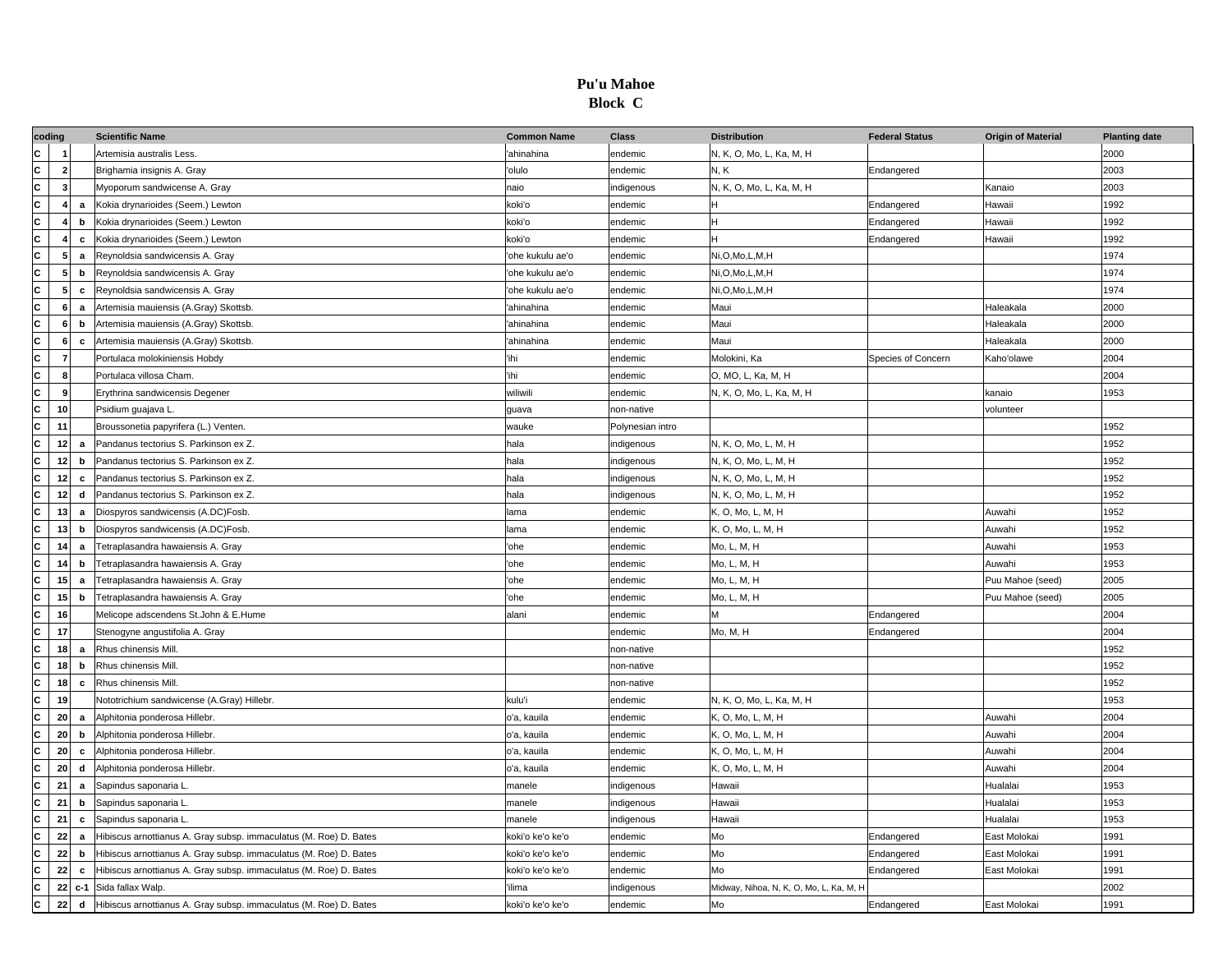# Pu'u Mahoe
## Block C

| coding | | | Scientific Name | Common Name | Class | Distribution | Federal Status | Origin of Material | Planting date |
|---|---|---|---|---|---|---|---|---|---|
| C | 1 | | Artemisia australis Less. | 'ahinahina | endemic | N, K, O, Mo, L, Ka, M, H | | | 2000 |
| C | 2 | | Brighamia insignis A. Gray | 'olulo | endemic | N, K | Endangered | | 2003 |
| C | 3 | | Myoporum sandwicense A. Gray | naio | indigenous | N, K, O, Mo, L, Ka, M, H | | Kanaio | 2003 |
| C | 4 | a | Kokia drynarioides (Seem.) Lewton | koki'o | endemic | H | Endangered | Hawaii | 1992 |
| C | 4 | b | Kokia drynarioides (Seem.) Lewton | koki'o | endemic | H | Endangered | Hawaii | 1992 |
| C | 4 | c | Kokia drynarioides (Seem.) Lewton | koki'o | endemic | H | Endangered | Hawaii | 1992 |
| C | 5 | a | Reynoldsia sandwicensis A. Gray | 'ohe kukulu ae'o | endemic | Ni,O,Mo,L,M,H | | | 1974 |
| C | 5 | b | Reynoldsia sandwicensis A. Gray | 'ohe kukulu ae'o | endemic | Ni,O,Mo,L,M,H | | | 1974 |
| C | 5 | c | Reynoldsia sandwicensis A. Gray | 'ohe kukulu ae'o | endemic | Ni,O,Mo,L,M,H | | | 1974 |
| C | 6 | a | Artemisia mauiensis (A.Gray) Skottsb. | 'ahinahina | endemic | Maui | | Haleakala | 2000 |
| C | 6 | b | Artemisia mauiensis (A.Gray) Skottsb. | 'ahinahina | endemic | Maui | | Haleakala | 2000 |
| C | 6 | c | Artemisia mauiensis (A.Gray) Skottsb. | 'ahinahina | endemic | Maui | | Haleakala | 2000 |
| C | 7 | | Portulaca molokiniensis Hobdy | 'ihi | endemic | Molokini, Ka | Species of Concern | Kaho'olawe | 2004 |
| C | 8 | | Portulaca villosa Cham. | 'ihi | endemic | O, MO, L, Ka, M, H | | | 2004 |
| C | 9 | | Erythrina sandwicensis Degener | wiliwili | endemic | N, K, O, Mo, L, Ka, M, H | | kanaio | 1953 |
| C | 10 | | Psidium guajava L. | guava | non-native | | | volunteer | |
| C | 11 | | Broussonetia papyrifera (L.) Venten. | wauke | Polynesian intro | | | | 1952 |
| C | 12 | a | Pandanus tectorius S. Parkinson ex Z. | hala | indigenous | N, K, O, Mo, L, M, H | | | 1952 |
| C | 12 | b | Pandanus tectorius S. Parkinson ex Z. | hala | indigenous | N, K, O, Mo, L, M, H | | | 1952 |
| C | 12 | c | Pandanus tectorius S. Parkinson ex Z. | hala | indigenous | N, K, O, Mo, L, M, H | | | 1952 |
| C | 12 | d | Pandanus tectorius S. Parkinson ex Z. | hala | indigenous | N, K, O, Mo, L, M, H | | | 1952 |
| C | 13 | a | Diospyros sandwicensis (A.DC)Fosb. | lama | endemic | K, O, Mo, L, M, H | | Auwahi | 1952 |
| C | 13 | b | Diospyros sandwicensis (A.DC)Fosb. | lama | endemic | K, O, Mo, L, M, H | | Auwahi | 1952 |
| C | 14 | a | Tetraplasandra hawaiensis A. Gray | 'ohe | endemic | Mo, L, M, H | | Auwahi | 1953 |
| C | 14 | b | Tetraplasandra hawaiensis A. Gray | 'ohe | endemic | Mo, L, M, H | | Auwahi | 1953 |
| C | 15 | a | Tetraplasandra hawaiensis A. Gray | 'ohe | endemic | Mo, L, M, H | | Puu Mahoe (seed) | 2005 |
| C | 15 | b | Tetraplasandra hawaiensis A. Gray | 'ohe | endemic | Mo, L, M, H | | Puu Mahoe (seed) | 2005 |
| C | 16 | | Melicope adscendens St.John & E.Hume | alani | endemic | M | Endangered | | 2004 |
| C | 17 | | Stenogyne angustifolia A. Gray | | endemic | Mo, M, H | Endangered | | 2004 |
| C | 18 | a | Rhus chinensis Mill. | | non-native | | | | 1952 |
| C | 18 | b | Rhus chinensis Mill. | | non-native | | | | 1952 |
| C | 18 | c | Rhus chinensis Mill. | | non-native | | | | 1952 |
| C | 19 | | Nototrichium sandwicense (A.Gray) Hillebr. | kulu'i | endemic | N, K, O, Mo, L, Ka, M, H | | | 1953 |
| C | 20 | a | Alphitonia ponderosa Hillebr. | o'a, kauila | endemic | K, O, Mo, L, M, H | | Auwahi | 2004 |
| C | 20 | b | Alphitonia ponderosa Hillebr. | o'a, kauila | endemic | K, O, Mo, L, M, H | | Auwahi | 2004 |
| C | 20 | c | Alphitonia ponderosa Hillebr. | o'a, kauila | endemic | K, O, Mo, L, M, H | | Auwahi | 2004 |
| C | 20 | d | Alphitonia ponderosa Hillebr. | o'a, kauila | endemic | K, O, Mo, L, M, H | | Auwahi | 2004 |
| C | 21 | a | Sapindus saponaria L. | manele | indigenous | Hawaii | | Hualalai | 1953 |
| C | 21 | b | Sapindus saponaria L. | manele | indigenous | Hawaii | | Hualalai | 1953 |
| C | 21 | c | Sapindus saponaria L. | manele | indigenous | Hawaii | | Hualalai | 1953 |
| C | 22 | a | Hibiscus arnottianus A. Gray subsp. immaculatus (M. Roe) D. Bates | koki'o ke'o ke'o | endemic | Mo | Endangered | East Molokai | 1991 |
| C | 22 | b | Hibiscus arnottianus A. Gray subsp. immaculatus (M. Roe) D. Bates | koki'o ke'o ke'o | endemic | Mo | Endangered | East Molokai | 1991 |
| C | 22 | c | Hibiscus arnottianus A. Gray subsp. immaculatus (M. Roe) D. Bates | koki'o ke'o ke'o | endemic | Mo | Endangered | East Molokai | 1991 |
| C | 22 | c-1 | Sida fallax Walp. | 'ilima | indigenous | Midway, Nihoa, N, K, O, Mo, L, Ka, M, H | | | 2002 |
| C | 22 | d | Hibiscus arnottianus A. Gray subsp. immaculatus (M. Roe) D. Bates | koki'o ke'o ke'o | endemic | Mo | Endangered | East Molokai | 1991 |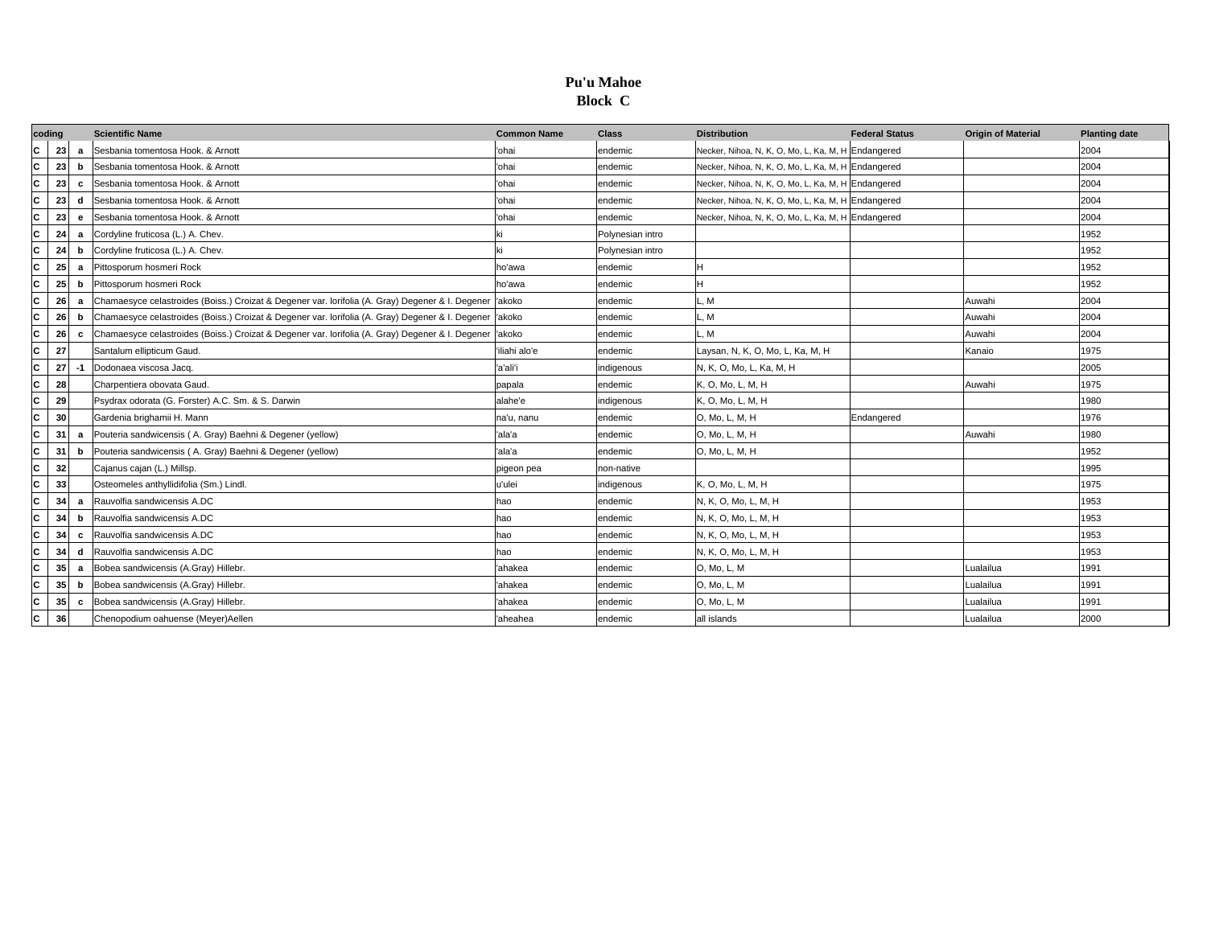# Pu'u Mahoe
## Block C

| coding | | | Scientific Name | Common Name | Class | Distribution | Federal Status | Origin of Material | Planting date |
|---|---|---|---|---|---|---|---|---|---|
| C | 23 | a | Sesbania tomentosa Hook. & Arnott | 'ohai | endemic | Necker, Nihoa, N, K, O, Mo, L, Ka, M, H | Endangered | | 2004 |
| C | 23 | b | Sesbania tomentosa Hook. & Arnott | 'ohai | endemic | Necker, Nihoa, N, K, O, Mo, L, Ka, M, H | Endangered | | 2004 |
| C | 23 | c | Sesbania tomentosa Hook. & Arnott | 'ohai | endemic | Necker, Nihoa, N, K, O, Mo, L, Ka, M, H | Endangered | | 2004 |
| C | 23 | d | Sesbania tomentosa Hook. & Arnott | 'ohai | endemic | Necker, Nihoa, N, K, O, Mo, L, Ka, M, H | Endangered | | 2004 |
| C | 23 | e | Sesbania tomentosa Hook. & Arnott | 'ohai | endemic | Necker, Nihoa, N, K, O, Mo, L, Ka, M, H | Endangered | | 2004 |
| C | 24 | a | Cordyline fruticosa (L.) A. Chev. | ki | Polynesian intro | | | | 1952 |
| C | 24 | b | Cordyline fruticosa (L.) A. Chev. | ki | Polynesian intro | | | | 1952 |
| C | 25 | a | Pittosporum hosmeri Rock | ho'awa | endemic | H | | | 1952 |
| C | 25 | b | Pittosporum hosmeri Rock | ho'awa | endemic | H | | | 1952 |
| C | 26 | a | Chamaesyce celastroides (Boiss.) Croizat & Degener var. lorifolia (A. Gray) Degener & I. Degener | 'akoko | endemic | L, M | | Auwahi | 2004 |
| C | 26 | b | Chamaesyce celastroides (Boiss.) Croizat & Degener var. lorifolia (A. Gray) Degener & I. Degener | 'akoko | endemic | L, M | | Auwahi | 2004 |
| C | 26 | c | Chamaesyce celastroides (Boiss.) Croizat & Degener var. lorifolia (A. Gray) Degener & I. Degener | 'akoko | endemic | L, M | | Auwahi | 2004 |
| C | 27 | | Santalum ellipticum Gaud. | 'iliahi alo'e | endemic | Laysan, N, K, O, Mo, L, Ka, M, H | | Kanaio | 1975 |
| C | 27 | -1 | Dodonaea viscosa Jacq. | 'a'ali'i | indigenous | N, K, O, Mo, L, Ka, M, H | | | 2005 |
| C | 28 | | Charpentiera obovata Gaud. | papala | endemic | K, O, Mo, L, M, H | | Auwahi | 1975 |
| C | 29 | | Psydrax odorata (G. Forster) A.C. Sm. & S. Darwin | alahe'e | indigenous | K, O, Mo, L, M, H | | | 1980 |
| C | 30 | | Gardenia brighamii H. Mann | na'u, nanu | endemic | O, Mo, L, M, H | Endangered | | 1976 |
| C | 31 | a | Pouteria sandwicensis ( A. Gray) Baehni & Degener (yellow) | 'ala'a | endemic | O, Mo, L, M, H | | Auwahi | 1980 |
| C | 31 | b | Pouteria sandwicensis ( A. Gray) Baehni & Degener (yellow) | 'ala'a | endemic | O, Mo, L, M, H | | | 1952 |
| C | 32 | | Cajanus cajan (L.) Millsp. | pigeon pea | non-native | | | | 1995 |
| C | 33 | | Osteomeles anthyllidifolia (Sm.) Lindl. | u'ulei | indigenous | K, O, Mo, L, M, H | | | 1975 |
| C | 34 | a | Rauvolfia sandwicensis A.DC | hao | endemic | N, K, O, Mo, L, M, H | | | 1953 |
| C | 34 | b | Rauvolfia sandwicensis A.DC | hao | endemic | N, K, O, Mo, L, M, H | | | 1953 |
| C | 34 | c | Rauvolfia sandwicensis A.DC | hao | endemic | N, K, O, Mo, L, M, H | | | 1953 |
| C | 34 | d | Rauvolfia sandwicensis A.DC | hao | endemic | N, K, O, Mo, L, M, H | | | 1953 |
| C | 35 | a | Bobea sandwicensis (A.Gray) Hillebr. | 'ahakea | endemic | O, Mo, L, M | | Lualailua | 1991 |
| C | 35 | b | Bobea sandwicensis (A.Gray) Hillebr. | 'ahakea | endemic | O, Mo, L, M | | Lualailua | 1991 |
| C | 35 | c | Bobea sandwicensis (A.Gray) Hillebr. | 'ahakea | endemic | O, Mo, L, M | | Lualailua | 1991 |
| C | 36 | | Chenopodium oahuense (Meyer)Aellen | 'aheahea | endemic | all islands | | Lualailua | 2000 |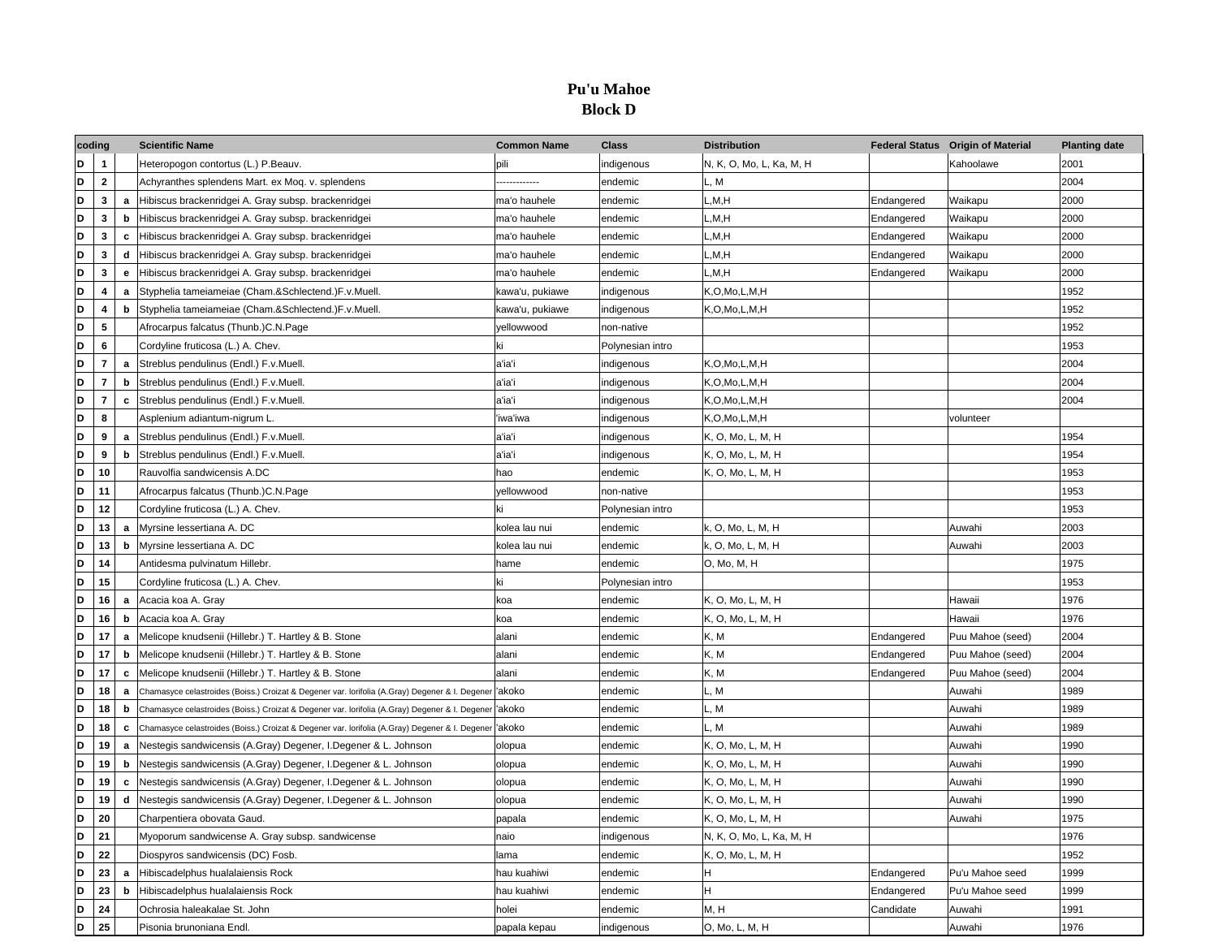# Pu'u Mahoe

## Block D

| coding | | | Scientific Name | Common Name | Class | Distribution | Federal Status | Origin of Material | Planting date |
|---|---|---|---|---|---|---|---|---|---|
| D | 1 | | Heteropogon contortus (L.) P.Beauv. | pili | indigenous | N, K, O, Mo, L, Ka, M, H | | Kahoolawe | 2001 |
| D | 2 | | Achyranthes splendens Mart. ex Moq. v. splendens | ------------- | endemic | L, M | | | 2004 |
| D | 3 | a | Hibiscus brackenridgei A. Gray subsp. brackenridgei | ma'o hauhele | endemic | L,M,H | Endangered | Waikapu | 2000 |
| D | 3 | b | Hibiscus brackenridgei A. Gray subsp. brackenridgei | ma'o hauhele | endemic | L,M,H | Endangered | Waikapu | 2000 |
| D | 3 | c | Hibiscus brackenridgei A. Gray subsp. brackenridgei | ma'o hauhele | endemic | L,M,H | Endangered | Waikapu | 2000 |
| D | 3 | d | Hibiscus brackenridgei A. Gray subsp. brackenridgei | ma'o hauhele | endemic | L,M,H | Endangered | Waikapu | 2000 |
| D | 3 | e | Hibiscus brackenridgei A. Gray subsp. brackenridgei | ma'o hauhele | endemic | L,M,H | Endangered | Waikapu | 2000 |
| D | 4 | a | Styphelia tameiameiae (Cham.&Schlectend.)F.v.Muell. | kawa'u, pukiawe | indigenous | K,O,Mo,L,M,H | | | 1952 |
| D | 4 | b | Styphelia tameiameiae (Cham.&Schlectend.)F.v.Muell. | kawa'u, pukiawe | indigenous | K,O,Mo,L,M,H | | | 1952 |
| D | 5 | | Afrocarpus falcatus (Thunb.)C.N.Page | yellowwood | non-native | | | | 1952 |
| D | 6 | | Cordyline fruticosa (L.) A. Chev. | ki | Polynesian intro | | | | 1953 |
| D | 7 | a | Streblus pendulinus (Endl.) F.v.Muell. | a'ia'i | indigenous | K,O,Mo,L,M,H | | | 2004 |
| D | 7 | b | Streblus pendulinus (Endl.) F.v.Muell. | a'ia'i | indigenous | K,O,Mo,L,M,H | | | 2004 |
| D | 7 | c | Streblus pendulinus (Endl.) F.v.Muell. | a'ia'i | indigenous | K,O,Mo,L,M,H | | | 2004 |
| D | 8 | | Asplenium adiantum-nigrum L. | 'iwa'iwa | indigenous | K,O,Mo,L,M,H | | volunteer | |
| D | 9 | a | Streblus pendulinus (Endl.) F.v.Muell. | a'ia'i | indigenous | K, O, Mo, L, M, H | | | 1954 |
| D | 9 | b | Streblus pendulinus (Endl.) F.v.Muell. | a'ia'i | indigenous | K, O, Mo, L, M, H | | | 1954 |
| D | 10 | | Rauvolfia sandwicensis A.DC | hao | endemic | K, O, Mo, L, M, H | | | 1953 |
| D | 11 | | Afrocarpus falcatus (Thunb.)C.N.Page | yellowwood | non-native | | | | 1953 |
| D | 12 | | Cordyline fruticosa (L.) A. Chev. | ki | Polynesian intro | | | | 1953 |
| D | 13 | a | Myrsine lessertiana A. DC | kolea lau nui | endemic | k, O, Mo, L, M, H | | Auwahi | 2003 |
| D | 13 | b | Myrsine lessertiana A. DC | kolea lau nui | endemic | k, O, Mo, L, M, H | | Auwahi | 2003 |
| D | 14 | | Antidesma pulvinatum Hillebr. | hame | endemic | O, Mo, M, H | | | 1975 |
| D | 15 | | Cordyline fruticosa (L.) A. Chev. | ki | Polynesian intro | | | | 1953 |
| D | 16 | a | Acacia koa A. Gray | koa | endemic | K, O, Mo, L, M, H | | Hawaii | 1976 |
| D | 16 | b | Acacia koa A. Gray | koa | endemic | K, O, Mo, L, M, H | | Hawaii | 1976 |
| D | 17 | a | Melicope knudsenii (Hillebr.) T. Hartley & B. Stone | alani | endemic | K, M | Endangered | Puu Mahoe (seed) | 2004 |
| D | 17 | b | Melicope knudsenii (Hillebr.) T. Hartley & B. Stone | alani | endemic | K, M | Endangered | Puu Mahoe (seed) | 2004 |
| D | 17 | c | Melicope knudsenii (Hillebr.) T. Hartley & B. Stone | alani | endemic | K, M | Endangered | Puu Mahoe (seed) | 2004 |
| D | 18 | a | Chamasyce celastroides (Boiss.) Croizat & Degener var. lorifolia (A.Gray) Degener & I. Degener | 'akoko | endemic | L, M | | Auwahi | 1989 |
| D | 18 | b | Chamasyce celastroides (Boiss.) Croizat & Degener var. lorifolia (A.Gray) Degener & I. Degener | 'akoko | endemic | L, M | | Auwahi | 1989 |
| D | 18 | c | Chamasyce celastroides (Boiss.) Croizat & Degener var. lorifolia (A.Gray) Degener & I. Degener | 'akoko | endemic | L, M | | Auwahi | 1989 |
| D | 19 | a | Nestegis sandwicensis (A.Gray) Degener, I.Degener & L. Johnson | olopua | endemic | K, O, Mo, L, M, H | | Auwahi | 1990 |
| D | 19 | b | Nestegis sandwicensis (A.Gray) Degener, I.Degener & L. Johnson | olopua | endemic | K, O, Mo, L, M, H | | Auwahi | 1990 |
| D | 19 | c | Nestegis sandwicensis (A.Gray) Degener, I.Degener & L. Johnson | olopua | endemic | K, O, Mo, L, M, H | | Auwahi | 1990 |
| D | 19 | d | Nestegis sandwicensis (A.Gray) Degener, I.Degener & L. Johnson | olopua | endemic | K, O, Mo, L, M, H | | Auwahi | 1990 |
| D | 20 | | Charpentiera obovata Gaud. | papala | endemic | K, O, Mo, L, M, H | | Auwahi | 1975 |
| D | 21 | | Myoporum sandwicense A. Gray subsp. sandwicense | naio | indigenous | N, K, O, Mo, L, Ka, M, H | | | 1976 |
| D | 22 | | Diospyros sandwicensis (DC) Fosb. | lama | endemic | K, O, Mo, L, M, H | | | 1952 |
| D | 23 | a | Hibiscadelphus hualalaiensis Rock | hau kuahiwi | endemic | H | Endangered | Pu'u Mahoe seed | 1999 |
| D | 23 | b | Hibiscadelphus hualalaiensis Rock | hau kuahiwi | endemic | H | Endangered | Pu'u Mahoe seed | 1999 |
| D | 24 | | Ochrosia haleakalae St. John | holei | endemic | M, H | Candidate | Auwahi | 1991 |
| D | 25 | | Pisonia brunoniana Endl. | papala kepau | indigenous | O, Mo, L, M, H | | Auwahi | 1976 |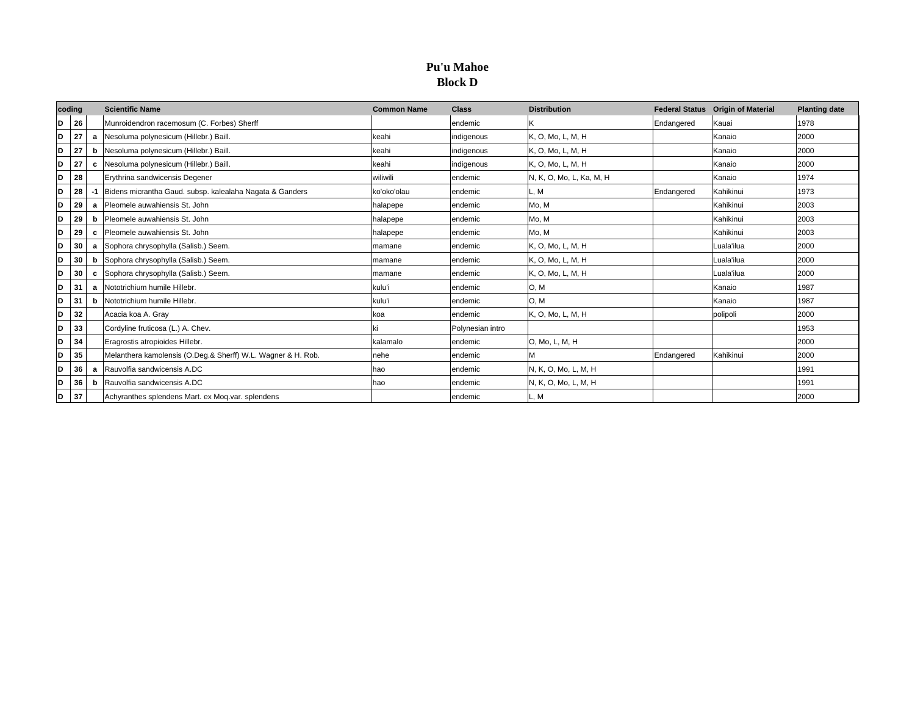# Pu'u Mahoe
## Block D

| coding | | | Scientific Name | Common Name | Class | Distribution | Federal Status | Origin of Material | Planting date |
|---|---|---|---|---|---|---|---|---|---|
| D | 26 | | Munroidendron racemosum (C. Forbes) Sherff | | endemic | K | Endangered | Kauai | 1978 |
| D | 27 | a | Nesoluma polynesicum (Hillebr.) Baill. | keahi | indigenous | K, O, Mo, L, M, H | | Kanaio | 2000 |
| D | 27 | b | Nesoluma polynesicum (Hillebr.) Baill. | keahi | indigenous | K, O, Mo, L, M, H | | Kanaio | 2000 |
| D | 27 | c | Nesoluma polynesicum (Hillebr.) Baill. | keahi | indigenous | K, O, Mo, L, M, H | | Kanaio | 2000 |
| D | 28 | | Erythrina sandwicensis Degener | wiliwili | endemic | N, K, O, Mo, L, Ka, M, H | | Kanaio | 1974 |
| D | 28 | -1 | Bidens micrantha Gaud. subsp. kalealaha Nagata & Ganders | ko'oko'olau | endemic | L, M | Endangered | Kahikinui | 1973 |
| D | 29 | a | Pleomele auwahiensis St. John | halapepe | endemic | Mo, M | | Kahikinui | 2003 |
| D | 29 | b | Pleomele auwahiensis St. John | halapepe | endemic | Mo, M | | Kahikinui | 2003 |
| D | 29 | c | Pleomele auwahiensis St. John | halapepe | endemic | Mo, M | | Kahikinui | 2003 |
| D | 30 | a | Sophora chrysophylla (Salisb.) Seem. | mamane | endemic | K, O, Mo, L, M, H | | Luala'ilua | 2000 |
| D | 30 | b | Sophora chrysophylla (Salisb.) Seem. | mamane | endemic | K, O, Mo, L, M, H | | Luala'ilua | 2000 |
| D | 30 | c | Sophora chrysophylla (Salisb.) Seem. | mamane | endemic | K, O, Mo, L, M, H | | Luala'ilua | 2000 |
| D | 31 | a | Nototrichium humile Hillebr. | kulu'i | endemic | O, M | | Kanaio | 1987 |
| D | 31 | b | Nototrichium humile Hillebr. | kulu'i | endemic | O, M | | Kanaio | 1987 |
| D | 32 | | Acacia koa A. Gray | koa | endemic | K, O, Mo, L, M, H | | polipoli | 2000 |
| D | 33 | | Cordyline fruticosa (L.) A. Chev. | ki | Polynesian intro | | | | 1953 |
| D | 34 | | Eragrostis atropioides Hillebr. | kalamalo | endemic | O, Mo, L, M, H | | | 2000 |
| D | 35 | | Melanthera kamolensis (O.Deg.& Sherff) W.L. Wagner & H. Rob. | nehe | endemic | M | Endangered | Kahikinui | 2000 |
| D | 36 | a | Rauvolfia sandwicensis A.DC | hao | endemic | N, K, O, Mo, L, M, H | | | 1991 |
| D | 36 | b | Rauvolfia sandwicensis A.DC | hao | endemic | N, K, O, Mo, L, M, H | | | 1991 |
| D | 37 | | Achyranthes splendens Mart. ex Moq.var. splendens | | endemic | L, M | | | 2000 |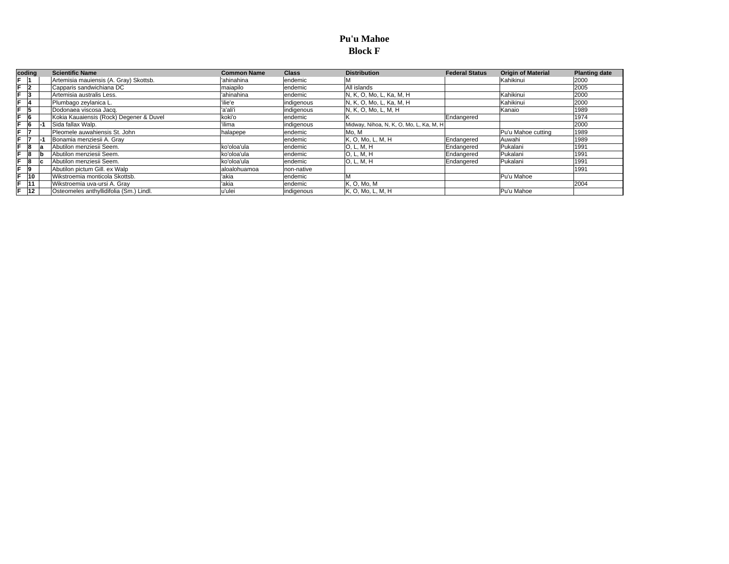# Pu'u Mahoe
## Block F

| coding | | | Scientific Name | Common Name | Class | Distribution | Federal Status | Origin of Material | Planting date |
|---|---|---|---|---|---|---|---|---|---|
| F | 1 | | Artemisia mauiensis (A. Gray) Skottsb. | 'ahinahina | endemic | M | | Kahikinui | 2000 |
| F | 2 | | Capparis sandwichiana DC | maiapilo | endemic | All islands | | | 2005 |
| F | 3 | | Artemisia australis Less. | 'ahinahina | endemic | N, K, O, Mo, L, Ka, M, H | | Kahikinui | 2000 |
| F | 4 | | Plumbago zeylanica L. | 'ilie'e | indigenous | N, K, O, Mo, L, Ka, M, H | | Kahikinui | 2000 |
| F | 5 | | Dodonaea viscosa Jacq. | 'a'ali'i | indigenous | N, K, O, Mo, L, M, H | | Kanaio | 1989 |
| F | 6 | | Kokia Kauaiensis (Rock) Degener & Duvel | koki'o | endemic | K | Endangered | | 1974 |
| F | 6 | -1 | Sida fallax Walp. | 'ilima | indigenous | Midway, Nihoa, N, K, O, Mo, L, Ka, M, H | | | 2000 |
| F | 7 | | Pleomele auwahiensis St. John | halapepe | endemic | Mo, M | | Pu'u Mahoe cutting | 1989 |
| F | 7 | -1 | Bonamia menziesii A. Gray | | endemic | K, O, Mo, L, M, H | Endangered | Auwahi | 1989 |
| F | 8 | a | Abutilon menziesii Seem. | ko'oloa'ula | endemic | O, L, M, H | Endangered | Pukalani | 1991 |
| F | 8 | b | Abutilon menziesii Seem. | ko'oloa'ula | endemic | O, L, M, H | Endangered | Pukalani | 1991 |
| F | 8 | c | Abutilon menziesii Seem. | ko'oloa'ula | endemic | O, L, M, H | Endangered | Pukalani | 1991 |
| F | 9 | | Abutilon pictum Gill. ex Walp | aloalohuamoa | non-native | | | | 1991 |
| F | 10 | | Wikstroemia monticola Skottsb. | 'akia | endemic | M | | Pu'u Mahoe | |
| F | 11 | | Wikstroemia uva-ursi A. Gray | 'akia | endemic | K, O, Mo, M | | | 2004 |
| F | 12 | | Osteomeles anthyllidifolia (Sm.) Lindl. | u'ulei | indigenous | K, O, Mo, L, M, H | | Pu'u Mahoe | |